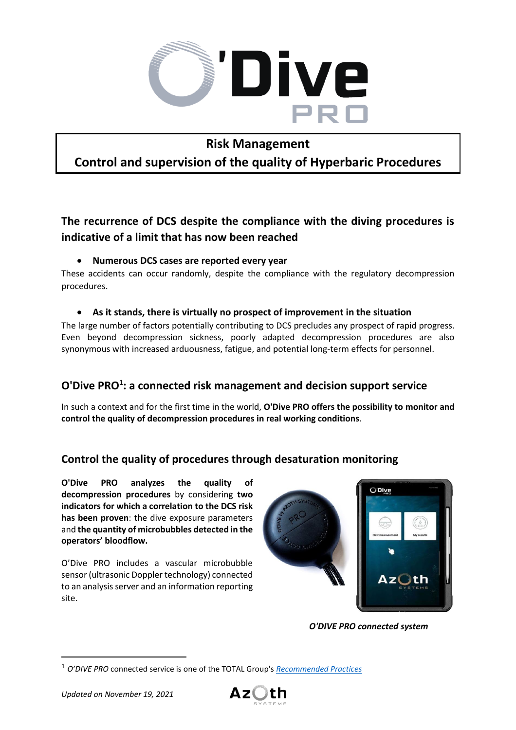# Risk Management
## Control and supervision of the quality of Hyperbaric Procedures

## The recurrence of DCS despite the compliance with the diving procedures is indicative of a limit that has now been reached

- **Numerous DCS cases are reported every year**

These accidents can occur randomly, despite the compliance with the regulatory decompression procedures.

- **As it stands, there is virtually no prospect of improvement in the situation**

The large number of factors potentially contributing to DCS precludes any prospect of rapid progress. Even beyond decompression sickness, poorly adapted decompression procedures are also synonymous with increased arduousness, fatigue, and potential long-term effects for personnel.

## O'Dive PRO[1]: a connected risk management and decision support service

In such a context and for the first time in the world, **O'Dive PRO offers the possibility to monitor and control the quality of decompression procedures in real working conditions**.

## Control the quality of procedures through desaturation monitoring

**O'Dive PRO analyzes the quality of decompression procedures** by considering **two indicators for which a correlation to the DCS risk has been proven**: the dive exposure parameters and **the quantity of microbubbles detected in the operators' bloodflow.**

O'Dive PRO includes a vascular microbubble sensor (ultrasonic Doppler technology) connected to an analysis server and an information reporting site.

*O'DIVE PRO connected system*

[1] *O'DIVE PRO* connected service is one of the TOTAL Group's *Recommended Practices*

*Updated on November 19, 2021*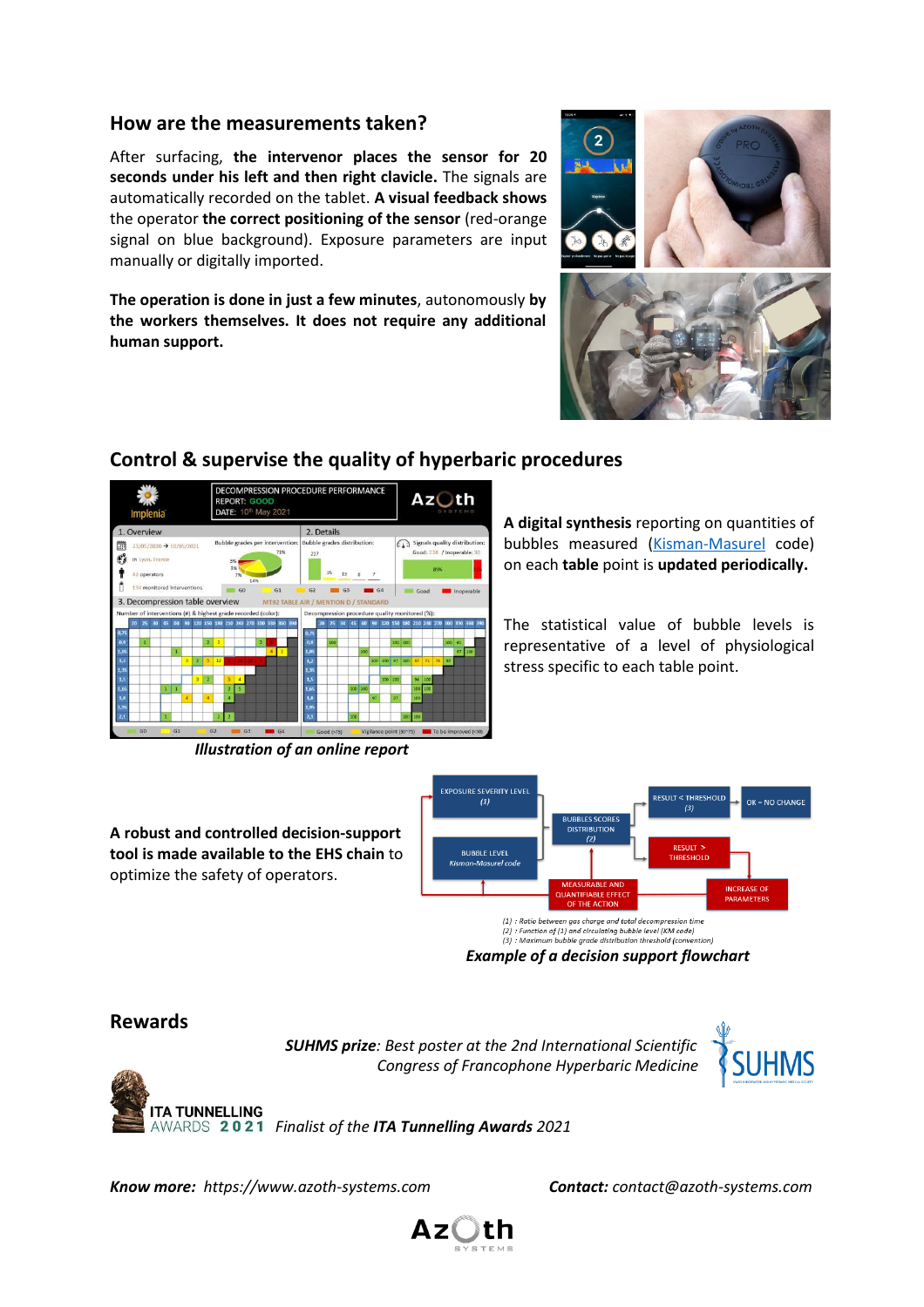## How are the measurements taken?

After surfacing, **the intervenor places the sensor for 20 seconds under his left and then right clavicle.** The signals are automatically recorded on the tablet. **A visual feedback shows** the operator **the correct positioning of the sensor** (red-orange signal on blue background). Exposure parameters are input manually or digitally imported.

**The operation is done in just a few minutes**, autonomously **by the workers themselves. It does not require any additional human support.**

## Control & supervise the quality of hyperbaric procedures

*Illustration of an online report*

**A digital synthesis** reporting on quantities of bubbles measured (Kisman-Masurel code) on each **table** point is **updated periodically.**

The statistical value of bubble levels is representative of a level of physiological stress specific to each table point.

**A robust and controlled decision-support tool is made available to the EHS chain** to optimize the safety of operators.

EXPOSURE SEVERITY LEVEL (1)
BUBBLE LEVEL Kisman-Masurel code
BUBBLES SCORES DISTRIBUTION (2)
RESULT < THRESHOLD (3)
OK – NO CHANGE
RESULT > THRESHOLD
MEASURABLE AND QUANTIFIABLE EFFECT OF THE ACTION
INCREASE OF PARAMETERS

(1) : Ratio between gas charge and total decompression time
(2) : Function of (1) and circulating bubble level (KM code)
(3) : Maximum bubble grade distribution threshold (convention)

*Example of a decision support flowchart*

## Rewards

***SUHMS prize**: Best poster at the 2nd International Scientific Congress of Francophone Hyperbaric Medicine*

ITA TUNNELLING AWARDS 2021 *Finalist of the **ITA Tunnelling Awards** 2021*

***Know more:** https://www.azoth-systems.com* ***Contact:** contact@azoth-systems.com*